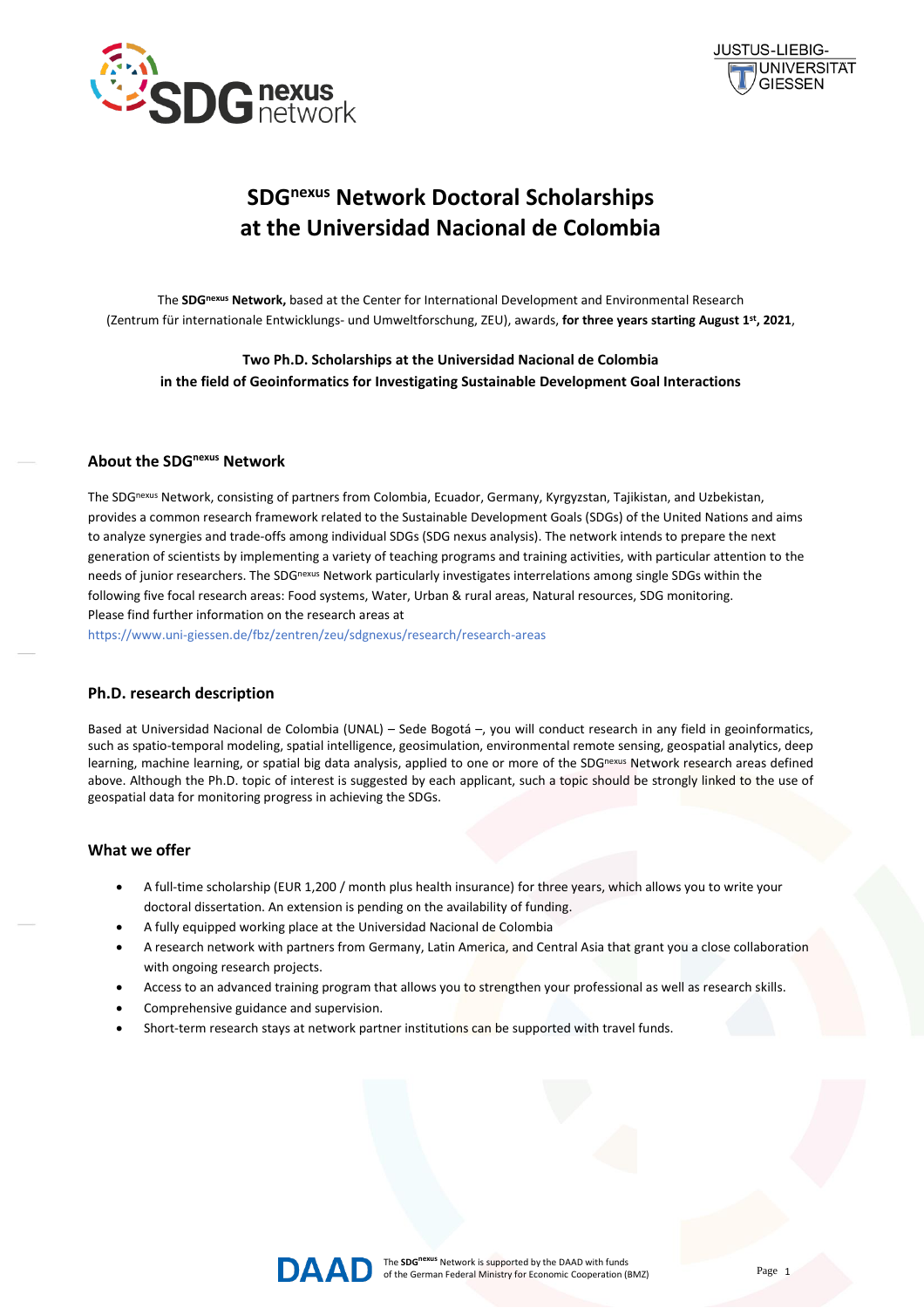# SDG$^{nexus}$ Network Doctoral Scholarships at the Universidad Nacional de Colombia

The **SDG$^{nexus}$ Network,** based at the Center for International Development and Environmental Research (Zentrum für internationale Entwicklungs- und Umweltforschung, ZEU), awards, **for three years starting August 1st, 2021**,

**Two Ph.D. Scholarships at the Universidad Nacional de Colombia in the field of Geoinformatics for Investigating Sustainable Development Goal Interactions**

## About the SDG$^{nexus}$ Network

The SDG$^{nexus}$ Network, consisting of partners from Colombia, Ecuador, Germany, Kyrgyzstan, Tajikistan, and Uzbekistan, provides a common research framework related to the Sustainable Development Goals (SDGs) of the United Nations and aims to analyze synergies and trade-offs among individual SDGs (SDG nexus analysis). The network intends to prepare the next generation of scientists by implementing a variety of teaching programs and training activities, with particular attention to the needs of junior researchers. The SDG$^{nexus}$ Network particularly investigates interrelations among single SDGs within the following five focal research areas: Food systems, Water, Urban & rural areas, Natural resources, SDG monitoring.
Please find further information on the research areas at
https://www.uni-giessen.de/fbz/zentren/zeu/sdgnexus/research/research-areas

## Ph.D. research description

Based at Universidad Nacional de Colombia (UNAL) – Sede Bogotá –, you will conduct research in any field in geoinformatics, such as spatio-temporal modeling, spatial intelligence, geosimulation, environmental remote sensing, geospatial analytics, deep learning, machine learning, or spatial big data analysis, applied to one or more of the SDG$^{nexus}$ Network research areas defined above. Although the Ph.D. topic of interest is suggested by each applicant, such a topic should be strongly linked to the use of geospatial data for monitoring progress in achieving the SDGs.

## What we offer

- A full-time scholarship (EUR 1,200 / month plus health insurance) for three years, which allows you to write your doctoral dissertation. An extension is pending on the availability of funding.
- A fully equipped working place at the Universidad Nacional de Colombia
- A research network with partners from Germany, Latin America, and Central Asia that grant you a close collaboration with ongoing research projects.
- Access to an advanced training program that allows you to strengthen your professional as well as research skills.
- Comprehensive guidance and supervision.
- Short-term research stays at network partner institutions can be supported with travel funds.

The SDG$^{nexus}$ Network is supported by the DAAD with funds of the German Federal Ministry for Economic Cooperation (BMZ)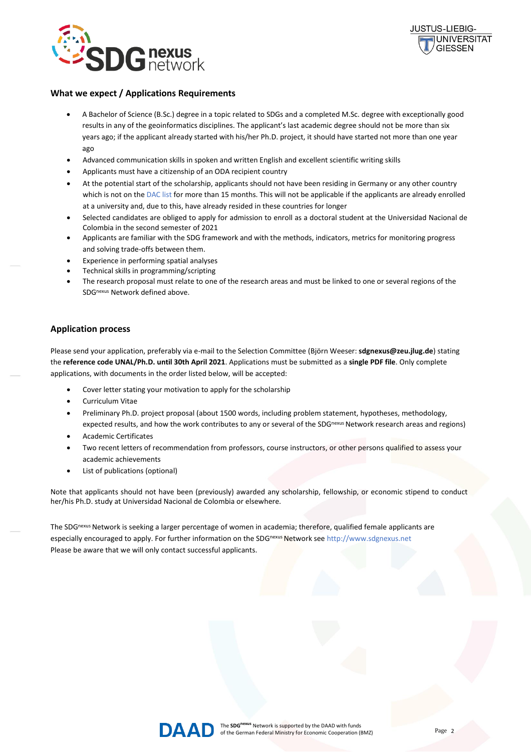## What we expect / Applications Requirements

- A Bachelor of Science (B.Sc.) degree in a topic related to SDGs and a completed M.Sc. degree with exceptionally good results in any of the geoinformatics disciplines. The applicant's last academic degree should not be more than six years ago; if the applicant already started with his/her Ph.D. project, it should have started not more than one year ago
- Advanced communication skills in spoken and written English and excellent scientific writing skills
- Applicants must have a citizenship of an ODA recipient country
- At the potential start of the scholarship, applicants should not have been residing in Germany or any other country which is not on the DAC list for more than 15 months. This will not be applicable if the applicants are already enrolled at a university and, due to this, have already resided in these countries for longer
- Selected candidates are obliged to apply for admission to enroll as a doctoral student at the Universidad Nacional de Colombia in the second semester of 2021
- Applicants are familiar with the SDG framework and with the methods, indicators, metrics for monitoring progress and solving trade-offs between them.
- Experience in performing spatial analyses
- Technical skills in programming/scripting
- The research proposal must relate to one of the research areas and must be linked to one or several regions of the SDGnexus Network defined above.

## Application process

Please send your application, preferably via e-mail to the Selection Committee (Björn Weeser: **sdgnexus@zeu.jlug.de**) stating the **reference code UNAL/Ph.D. until 30th April 2021**. Applications must be submitted as a **single PDF file**. Only complete applications, with documents in the order listed below, will be accepted:

- Cover letter stating your motivation to apply for the scholarship
- Curriculum Vitae
- Preliminary Ph.D. project proposal (about 1500 words, including problem statement, hypotheses, methodology, expected results, and how the work contributes to any or several of the SDGnexus Network research areas and regions)
- Academic Certificates
- Two recent letters of recommendation from professors, course instructors, or other persons qualified to assess your academic achievements
- List of publications (optional)

Note that applicants should not have been (previously) awarded any scholarship, fellowship, or economic stipend to conduct her/his Ph.D. study at Universidad Nacional de Colombia or elsewhere.

The SDGnexus Network is seeking a larger percentage of women in academia; therefore, qualified female applicants are especially encouraged to apply. For further information on the SDGnexus Network see http://www.sdgnexus.net
Please be aware that we will only contact successful applicants.

The SDGnexus Network is supported by the DAAD with funds of the German Federal Ministry for Economic Cooperation (BMZ)